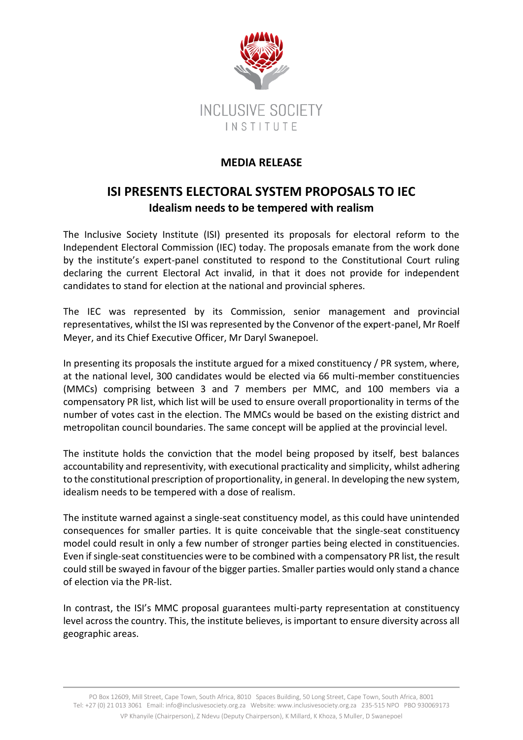INCLUSIVE SOCIETY

INSTITUTE

## MEDIA RELEASE

# ISI PRESENTS ELECTORAL SYSTEM PROPOSALS TO IEC

### Idealism needs to be tempered with realism

The Inclusive Society Institute (ISI) presented its proposals for electoral reform to the Independent Electoral Commission (IEC) today. The proposals emanate from the work done by the institute's expert-panel constituted to respond to the Constitutional Court ruling declaring the current Electoral Act invalid, in that it does not provide for independent candidates to stand for election at the national and provincial spheres.

The IEC was represented by its Commission, senior management and provincial representatives, whilst the ISI was represented by the Convenor of the expert-panel, Mr Roelf Meyer, and its Chief Executive Officer, Mr Daryl Swanepoel.

In presenting its proposals the institute argued for a mixed constituency / PR system, where, at the national level, 300 candidates would be elected via 66 multi-member constituencies (MMCs) comprising between 3 and 7 members per MMC, and 100 members via a compensatory PR list, which list will be used to ensure overall proportionality in terms of the number of votes cast in the election. The MMCs would be based on the existing district and metropolitan council boundaries. The same concept will be applied at the provincial level.

The institute holds the conviction that the model being proposed by itself, best balances accountability and representivity, with executional practicality and simplicity, whilst adhering to the constitutional prescription of proportionality, in general. In developing the new system, idealism needs to be tempered with a dose of realism.

The institute warned against a single-seat constituency model, as this could have unintended consequences for smaller parties. It is quite conceivable that the single-seat constituency model could result in only a few number of stronger parties being elected in constituencies. Even if single-seat constituencies were to be combined with a compensatory PR list, the result could still be swayed in favour of the bigger parties. Smaller parties would only stand a chance of election via the PR-list.

In contrast, the ISI's MMC proposal guarantees multi-party representation at constituency level across the country. This, the institute believes, is important to ensure diversity across all geographic areas.

PO Box 12609, Mill Street, Cape Town, South Africa, 8010 Spaces Building, 50 Long Street, Cape Town, South Africa, 8001
Tel: +27 (0) 21 013 3061 Email: info@inclusivesociety.org.za Website: www.inclusivesociety.org.za 235-515 NPO PBO 930069173
VP Khanyile (Chairperson), Z Ndevu (Deputy Chairperson), K Millard, K Khoza, S Muller, D Swanepoel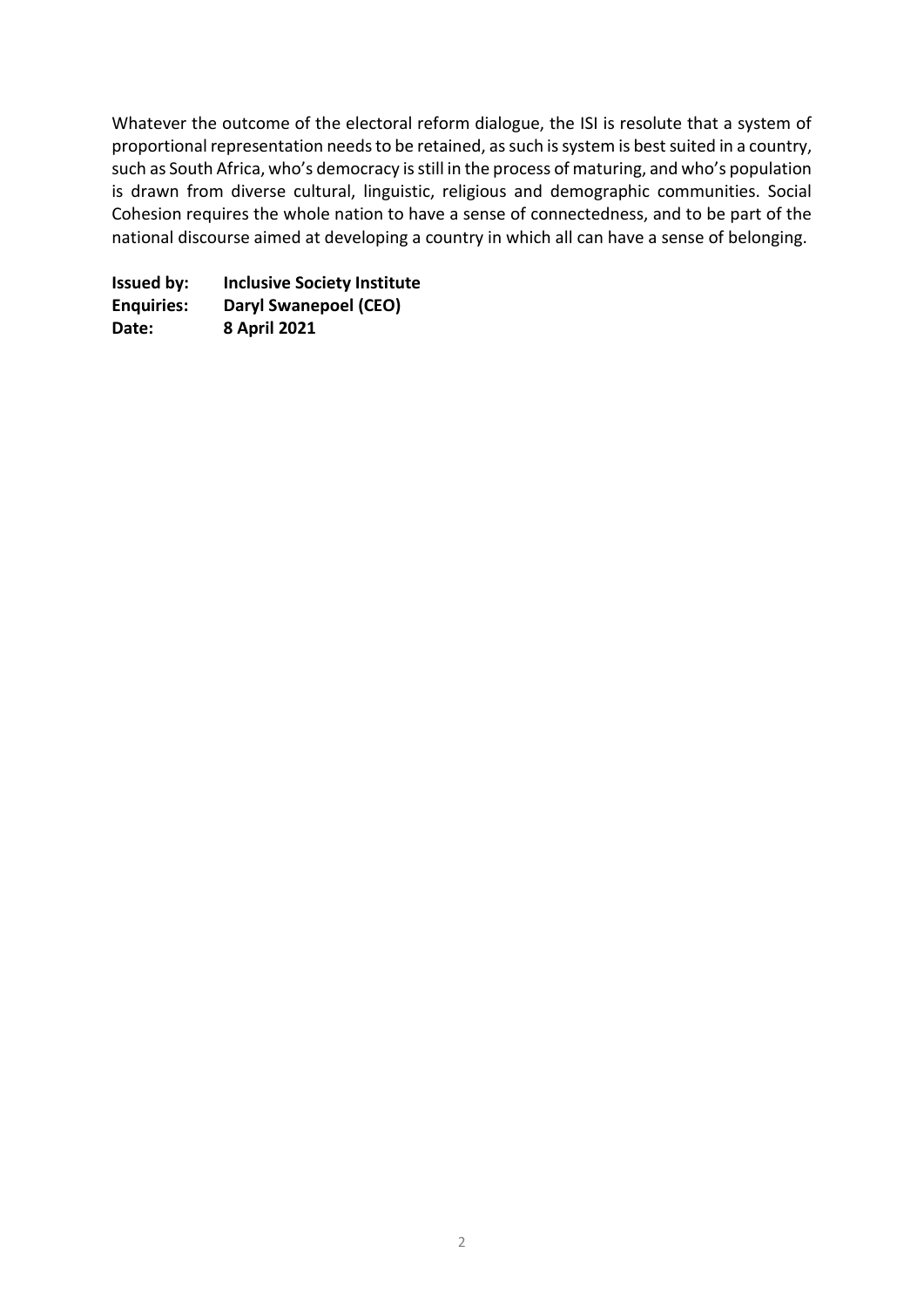Whatever the outcome of the electoral reform dialogue, the ISI is resolute that a system of proportional representation needs to be retained, as such is system is best suited in a country, such as South Africa, who's democracy is still in the process of maturing, and who's population is drawn from diverse cultural, linguistic, religious and demographic communities. Social Cohesion requires the whole nation to have a sense of connectedness, and to be part of the national discourse aimed at developing a country in which all can have a sense of belonging.

**Issued by:** **Inclusive Society Institute**
**Enquiries:** **Daryl Swanepoel (CEO)**
**Date:** **8 April 2021**